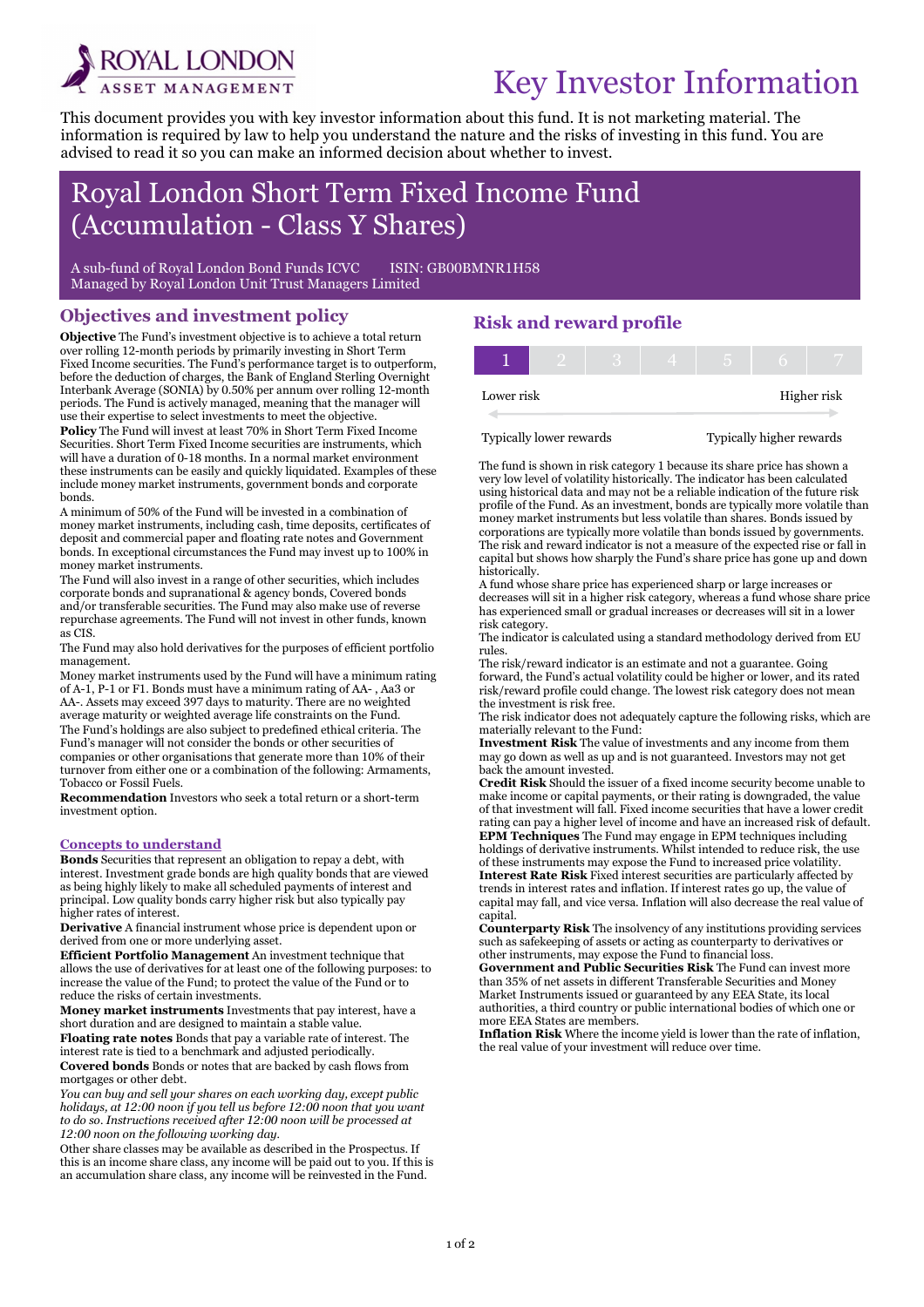ROYAL LONDON
ASSET MANAGEMENT

# Key Investor Information

This document provides you with key investor information about this fund. It is not marketing material. The information is required by law to help you understand the nature and the risks of investing in this fund. You are advised to read it so you can make an informed decision about whether to invest.

# Royal London Short Term Fixed Income Fund (Accumulation - Class Y Shares)

A sub-fund of Royal London Bond Funds ICVC ISIN: GB00BMNR1H58
Managed by Royal London Unit Trust Managers Limited

## Objectives and investment policy

**Objective** The Fund's investment objective is to achieve a total return over rolling 12-month periods by primarily investing in Short Term Fixed Income securities. The Fund's performance target is to outperform, before the deduction of charges, the Bank of England Sterling Overnight Interbank Average (SONIA) by 0.50% per annum over rolling 12-month periods. The Fund is actively managed, meaning that the manager will use their expertise to select investments to meet the objective.

**Policy** The Fund will invest at least 70% in Short Term Fixed Income Securities. Short Term Fixed Income securities are instruments, which will have a duration of 0-18 months. In a normal market environment these instruments can be easily and quickly liquidated. Examples of these include money market instruments, government bonds and corporate bonds.

A minimum of 50% of the Fund will be invested in a combination of money market instruments, including cash, time deposits, certificates of deposit and commercial paper and floating rate notes and Government bonds. In exceptional circumstances the Fund may invest up to 100% in money market instruments.

The Fund will also invest in a range of other securities, which includes corporate bonds and supranational & agency bonds, Covered bonds and/or transferable securities. The Fund may also make use of reverse repurchase agreements. The Fund will not invest in other funds, known as CIS.

The Fund may also hold derivatives for the purposes of efficient portfolio management.

Money market instruments used by the Fund will have a minimum rating of A-1, P-1 or F1. Bonds must have a minimum rating of AA- , Aa3 or AA-. Assets may exceed 397 days to maturity. There are no weighted average maturity or weighted average life constraints on the Fund.

The Fund's holdings are also subject to predefined ethical criteria. The Fund's manager will not consider the bonds or other securities of companies or other organisations that generate more than 10% of their turnover from either one or a combination of the following: Armaments, Tobacco or Fossil Fuels.

**Recommendation** Investors who seek a total return or a short-term investment option.

### Concepts to understand

**Bonds** Securities that represent an obligation to repay a debt, with interest. Investment grade bonds are high quality bonds that are viewed as being highly likely to make all scheduled payments of interest and principal. Low quality bonds carry higher risk but also typically pay higher rates of interest.

**Derivative** A financial instrument whose price is dependent upon or derived from one or more underlying asset.

**Efficient Portfolio Management** An investment technique that allows the use of derivatives for at least one of the following purposes: to increase the value of the Fund; to protect the value of the Fund or to reduce the risks of certain investments.

**Money market instruments** Investments that pay interest, have a short duration and are designed to maintain a stable value.

**Floating rate notes** Bonds that pay a variable rate of interest. The interest rate is tied to a benchmark and adjusted periodically.

**Covered bonds** Bonds or notes that are backed by cash flows from mortgages or other debt.

*You can buy and sell your shares on each working day, except public holidays, at 12:00 noon if you tell us before 12:00 noon that you want to do so. Instructions received after 12:00 noon will be processed at 12:00 noon on the following working day.*

Other share classes may be available as described in the Prospectus. If this is an income share class, any income will be paid out to you. If this is an accumulation share class, any income will be reinvested in the Fund.

## Risk and reward profile

| **1** | 2 | 3 | 4 | 5 | 6 | 7 |
|---|---|---|---|---|---|---|

Lower risk — Higher risk

Typically lower rewards — Typically higher rewards

The fund is shown in risk category 1 because its share price has shown a very low level of volatility historically. The indicator has been calculated using historical data and may not be a reliable indication of the future risk profile of the Fund. As an investment, bonds are typically more volatile than money market instruments but less volatile than shares. Bonds issued by corporations are typically more volatile than bonds issued by governments. The risk and reward indicator is not a measure of the expected rise or fall in capital but shows how sharply the Fund's share price has gone up and down historically.

A fund whose share price has experienced sharp or large increases or decreases will sit in a higher risk category, whereas a fund whose share price has experienced small or gradual increases or decreases will sit in a lower risk category.

The indicator is calculated using a standard methodology derived from EU rules.

The risk/reward indicator is an estimate and not a guarantee. Going forward, the Fund's actual volatility could be higher or lower, and its rated risk/reward profile could change. The lowest risk category does not mean the investment is risk free.

The risk indicator does not adequately capture the following risks, which are materially relevant to the Fund:

**Investment Risk** The value of investments and any income from them may go down as well as up and is not guaranteed. Investors may not get back the amount invested.

**Credit Risk** Should the issuer of a fixed income security become unable to make income or capital payments, or their rating is downgraded, the value of that investment will fall. Fixed income securities that have a lower credit rating can pay a higher level of income and have an increased risk of default.

**EPM Techniques** The Fund may engage in EPM techniques including holdings of derivative instruments. Whilst intended to reduce risk, the use of these instruments may expose the Fund to increased price volatility.

**Interest Rate Risk** Fixed interest securities are particularly affected by trends in interest rates and inflation. If interest rates go up, the value of capital may fall, and vice versa. Inflation will also decrease the real value of capital.

**Counterparty Risk** The insolvency of any institutions providing services such as safekeeping of assets or acting as counterparty to derivatives or other instruments, may expose the Fund to financial loss.

**Government and Public Securities Risk** The Fund can invest more than 35% of net assets in different Transferable Securities and Money Market Instruments issued or guaranteed by any EEA State, its local authorities, a third country or public international bodies of which one or more EEA States are members.

**Inflation Risk** Where the income yield is lower than the rate of inflation, the real value of your investment will reduce over time.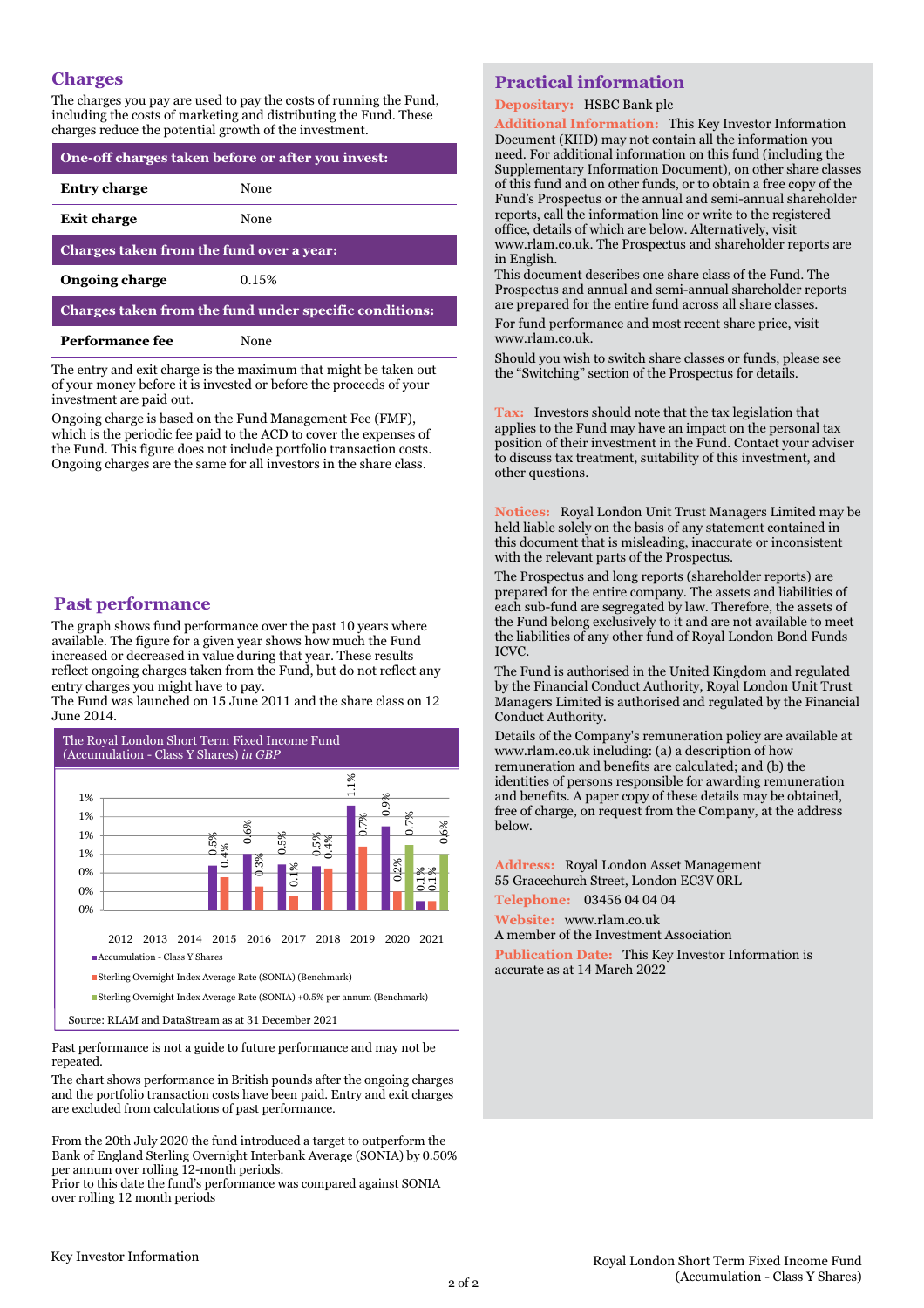## Charges

The charges you pay are used to pay the costs of running the Fund, including the costs of marketing and distributing the Fund. These charges reduce the potential growth of the investment.

| **One-off charges taken before or after you invest:** | |
|---|---|
| **Entry charge** | None |
| **Exit charge** | None |
| **Charges taken from the fund over a year:** | |
| **Ongoing charge** | 0.15% |
| **Charges taken from the fund under specific conditions:** | |
| **Performance fee** | None |

The entry and exit charge is the maximum that might be taken out of your money before it is invested or before the proceeds of your investment are paid out.

Ongoing charge is based on the Fund Management Fee (FMF), which is the periodic fee paid to the ACD to cover the expenses of the Fund. This figure does not include portfolio transaction costs. Ongoing charges are the same for all investors in the share class.

## Past performance

The graph shows fund performance over the past 10 years where available. The figure for a given year shows how much the Fund increased or decreased in value during that year. These results reflect ongoing charges taken from the Fund, but do not reflect any entry charges you might have to pay.

The Fund was launched on 15 June 2011 and the share class on 12 June 2014.

The Royal London Short Term Fixed Income Fund (Accumulation - Class Y Shares) *in GBP*

1%
1%
1%
1%
0%
0%
0%

0.5% 0.4% 0.6% 0.3% 0.5% 0.1% 0.5% 0.4% 1.1% 0.7% 0.9% 0.2% 0.7% 0.1% 0.1% 0.6%

2012 2013 2014 2015 2016 2017 2018 2019 2020 2021

Accumulation - Class Y Shares
Sterling Overnight Index Average Rate (SONIA) (Benchmark)
Sterling Overnight Index Average Rate (SONIA) +0.5% per annum (Benchmark)

Source: RLAM and DataStream as at 31 December 2021

Past performance is not a guide to future performance and may not be repeated.

The chart shows performance in British pounds after the ongoing charges and the portfolio transaction costs have been paid. Entry and exit charges are excluded from calculations of past performance.

From the 20th July 2020 the fund introduced a target to outperform the Bank of England Sterling Overnight Interbank Average (SONIA) by 0.50% per annum over rolling 12-month periods.
Prior to this date the fund's performance was compared against SONIA over rolling 12 month periods

## Practical information

**Depositary:** HSBC Bank plc

**Additional Information:** This Key Investor Information Document (KIID) may not contain all the information you need. For additional information on this fund (including the Supplementary Information Document), on other share classes of this fund and on other funds, or to obtain a free copy of the Fund's Prospectus or the annual and semi-annual shareholder reports, call the information line or write to the registered office, details of which are below. Alternatively, visit www.rlam.co.uk. The Prospectus and shareholder reports are in English.

This document describes one share class of the Fund. The Prospectus and annual and semi-annual shareholder reports are prepared for the entire fund across all share classes.

For fund performance and most recent share price, visit www.rlam.co.uk.

Should you wish to switch share classes or funds, please see the "Switching" section of the Prospectus for details.

**Tax:** Investors should note that the tax legislation that applies to the Fund may have an impact on the personal tax position of their investment in the Fund. Contact your adviser to discuss tax treatment, suitability of this investment, and other questions.

**Notices:** Royal London Unit Trust Managers Limited may be held liable solely on the basis of any statement contained in this document that is misleading, inaccurate or inconsistent with the relevant parts of the Prospectus.

The Prospectus and long reports (shareholder reports) are prepared for the entire company. The assets and liabilities of each sub-fund are segregated by law. Therefore, the assets of the Fund belong exclusively to it and are not available to meet the liabilities of any other fund of Royal London Bond Funds ICVC.

The Fund is authorised in the United Kingdom and regulated by the Financial Conduct Authority, Royal London Unit Trust Managers Limited is authorised and regulated by the Financial Conduct Authority.

Details of the Company's remuneration policy are available at www.rlam.co.uk including: (a) a description of how remuneration and benefits are calculated; and (b) the identities of persons responsible for awarding remuneration and benefits. A paper copy of these details may be obtained, free of charge, on request from the Company, at the address below.

**Address:** Royal London Asset Management
55 Gracechurch Street, London EC3V 0RL

**Telephone:** 03456 04 04 04

**Website:** www.rlam.co.uk

A member of the Investment Association

**Publication Date:** This Key Investor Information is accurate as at 14 March 2022